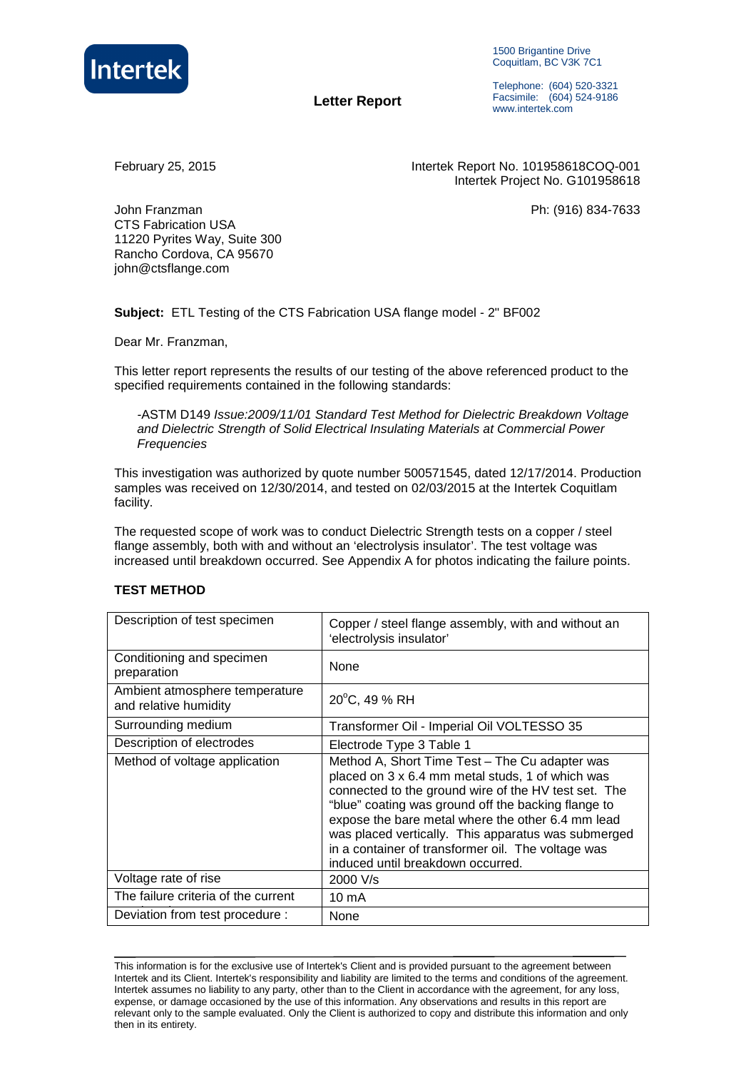Intertek

**Letter Report**

1500 Brigantine Drive
Coquitlam, BC V3K 7C1

Telephone: (604) 520-3321
Facsimile: (604) 524-9186
www.intertek.com

February 25, 2015

Intertek Report No. 101958618COQ-001
Intertek Project No. G101958618

John Franzman
CTS Fabrication USA
11220 Pyrites Way, Suite 300
Rancho Cordova, CA 95670
john@ctsflange.com

Ph: (916) 834-7633

**Subject:** ETL Testing of the CTS Fabrication USA flange model - 2" BF002

Dear Mr. Franzman,

This letter report represents the results of our testing of the above referenced product to the specified requirements contained in the following standards:

> -ASTM D149 *Issue:2009/11/01 Standard Test Method for Dielectric Breakdown Voltage and Dielectric Strength of Solid Electrical Insulating Materials at Commercial Power Frequencies*

This investigation was authorized by quote number 500571545, dated 12/17/2014. Production samples was received on 12/30/2014, and tested on 02/03/2015 at the Intertek Coquitlam facility.

The requested scope of work was to conduct Dielectric Strength tests on a copper / steel flange assembly, both with and without an 'electrolysis insulator'. The test voltage was increased until breakdown occurred. See Appendix A for photos indicating the failure points.

**TEST METHOD**

| Description of test specimen | Copper / steel flange assembly, with and without an 'electrolysis insulator' |
|---|---|
| Conditioning and specimen preparation | None |
| Ambient atmosphere temperature and relative humidity | 20°C, 49 % RH |
| Surrounding medium | Transformer Oil - Imperial Oil VOLTESSO 35 |
| Description of electrodes | Electrode Type 3 Table 1 |
| Method of voltage application | Method A, Short Time Test – The Cu adapter was placed on 3 x 6.4 mm metal studs, 1 of which was connected to the ground wire of the HV test set. The "blue" coating was ground off the backing flange to expose the bare metal where the other 6.4 mm lead was placed vertically. This apparatus was submerged in a container of transformer oil. The voltage was induced until breakdown occurred. |
| Voltage rate of rise | 2000 V/s |
| The failure criteria of the current | 10 mA |
| Deviation from test procedure : | None |

This information is for the exclusive use of Intertek's Client and is provided pursuant to the agreement between Intertek and its Client. Intertek's responsibility and liability are limited to the terms and conditions of the agreement. Intertek assumes no liability to any party, other than to the Client in accordance with the agreement, for any loss, expense, or damage occasioned by the use of this information. Any observations and results in this report are relevant only to the sample evaluated. Only the Client is authorized to copy and distribute this information and only then in its entirety.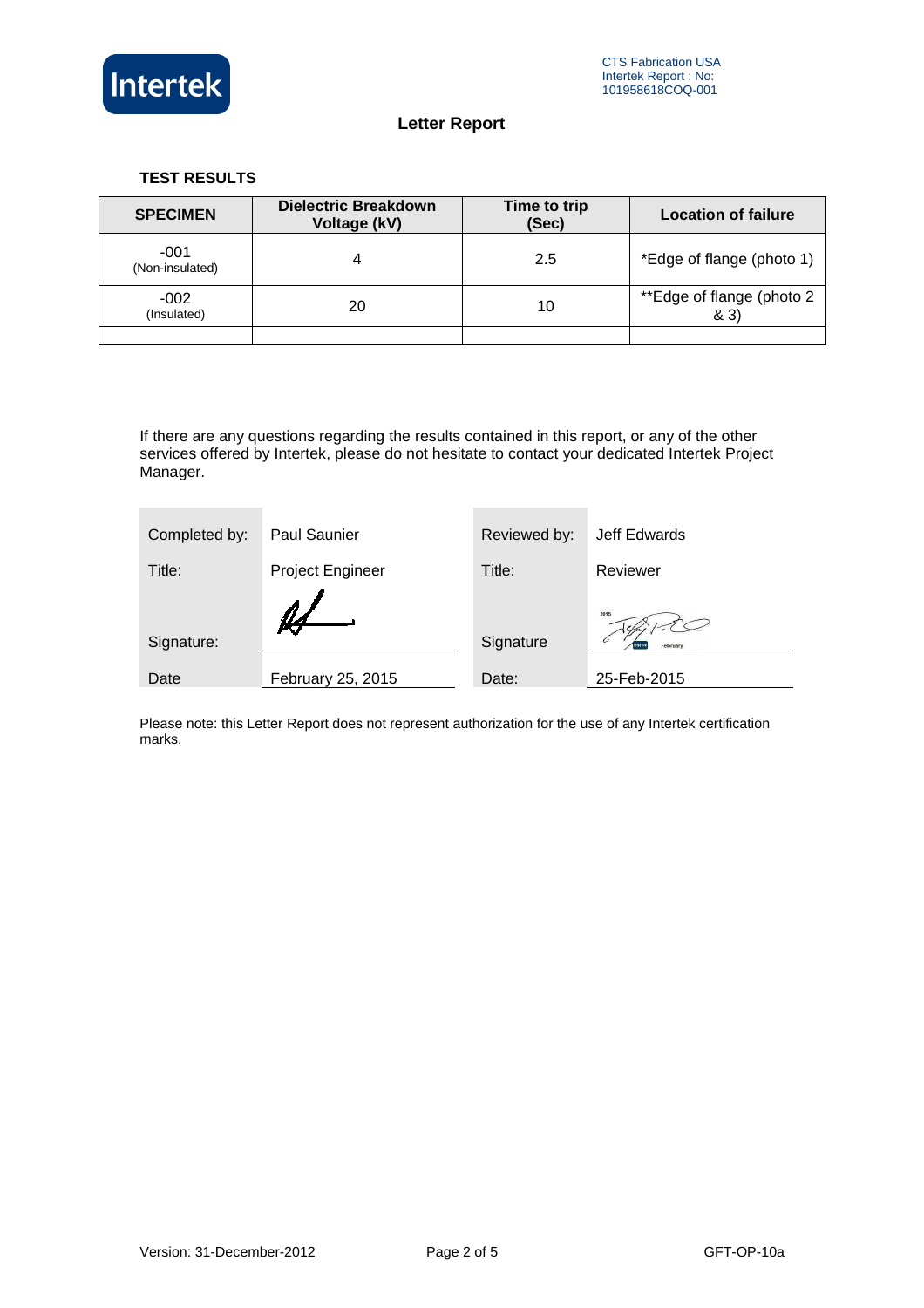# Letter Report

CTS Fabrication USA
Intertek Report : No: 101958618COQ-001

### TEST RESULTS

| SPECIMEN | Dielectric Breakdown Voltage (kV) | Time to trip (Sec) | Location of failure |
|---|---|---|---|
| -001 (Non-insulated) | 4 | 2.5 | *Edge of flange (photo 1) |
| -002 (Insulated) | 20 | 10 | **Edge of flange (photo 2 & 3) |
| | | | |

If there are any questions regarding the results contained in this report, or any of the other services offered by Intertek, please do not hesitate to contact your dedicated Intertek Project Manager.

| | | | |
|---|---|---|---|
| Completed by: | Paul Saunier | Reviewed by: | Jeff Edwards |
| Title: | Project Engineer | Title: | Reviewer |
| Signature: | [signature] | Signature | [signature] |
| Date | February 25, 2015 | Date: | 25-Feb-2015 |

Please note: this Letter Report does not represent authorization for the use of any Intertek certification marks.

Version: 31-December-2012 GFT-OP-10a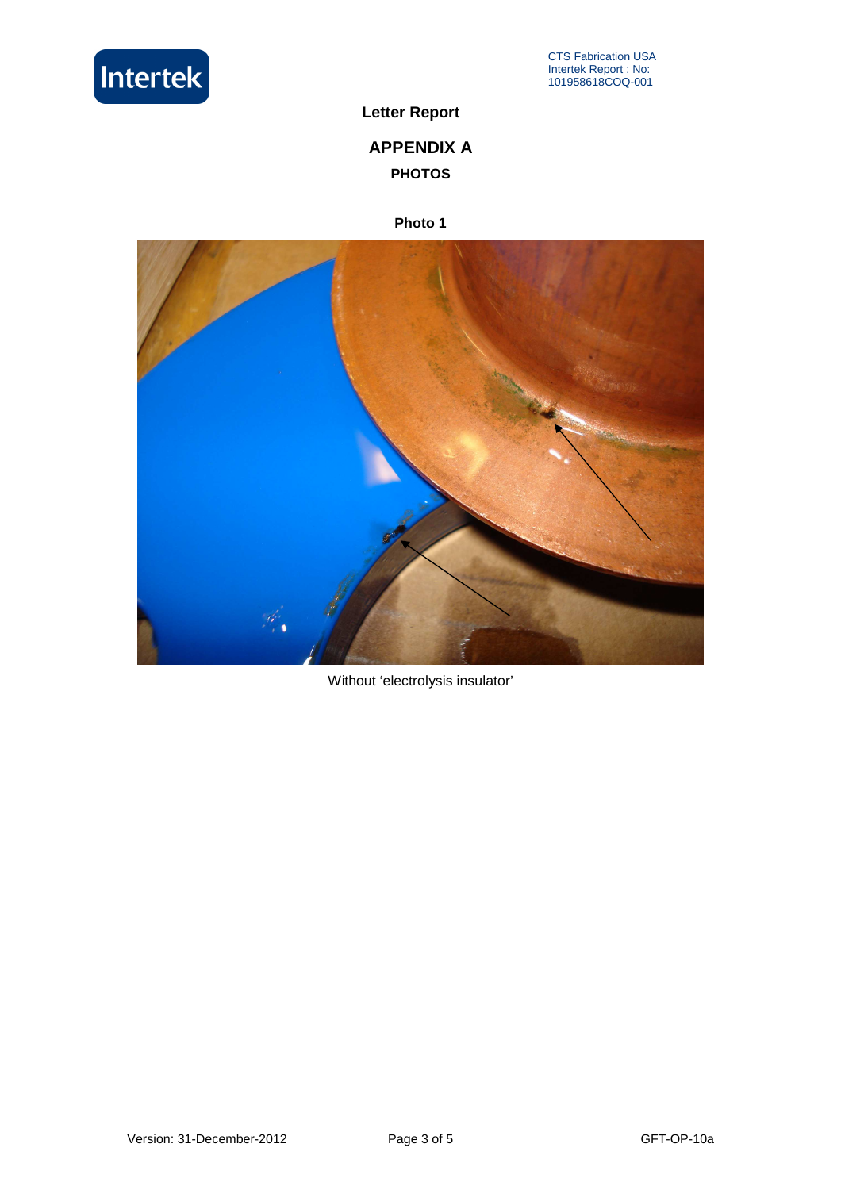**Letter Report**

## APPENDIX A

### PHOTOS

**Photo 1**

Without 'electrolysis insulator'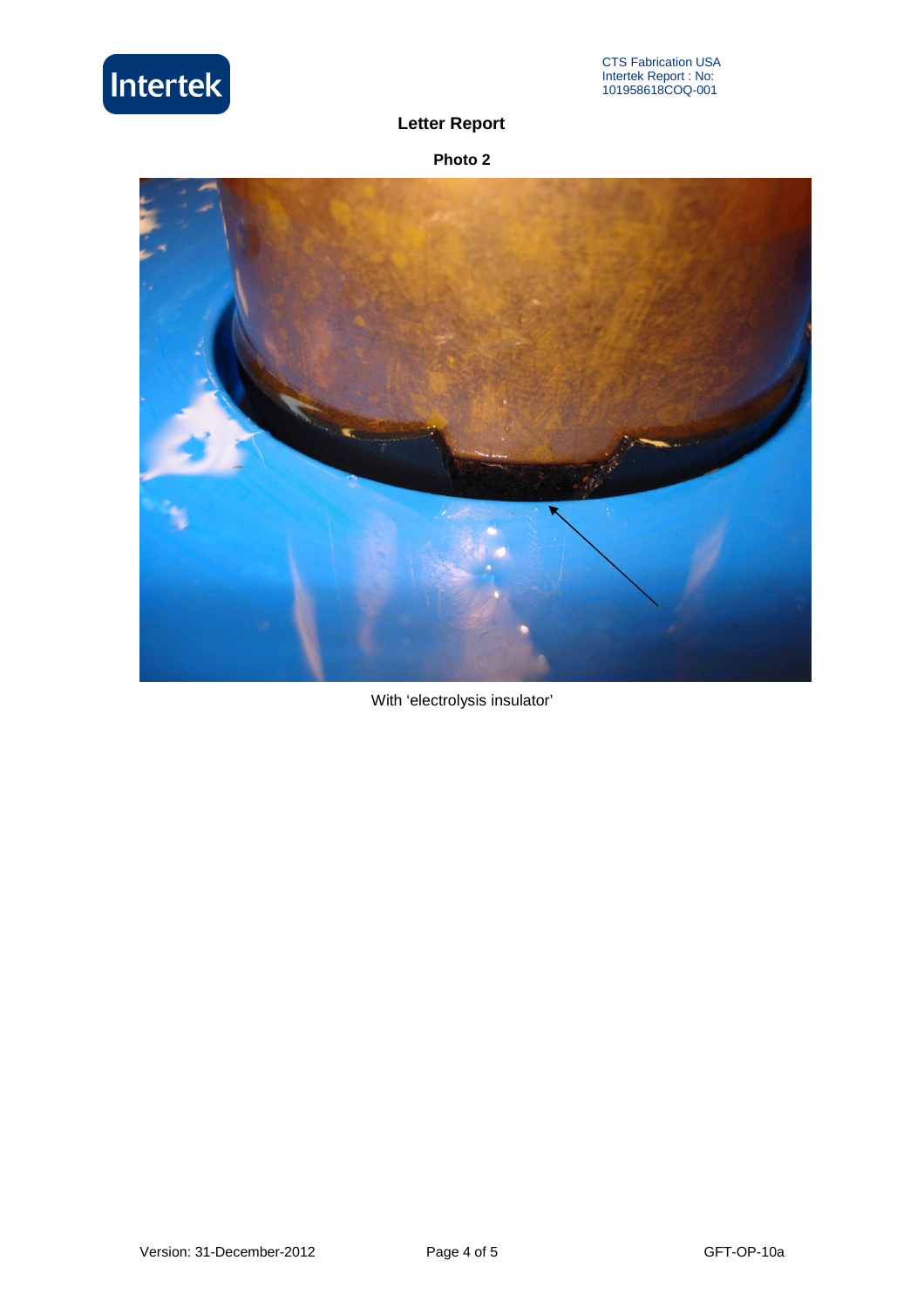**Letter Report**

**Photo 2**

With 'electrolysis insulator'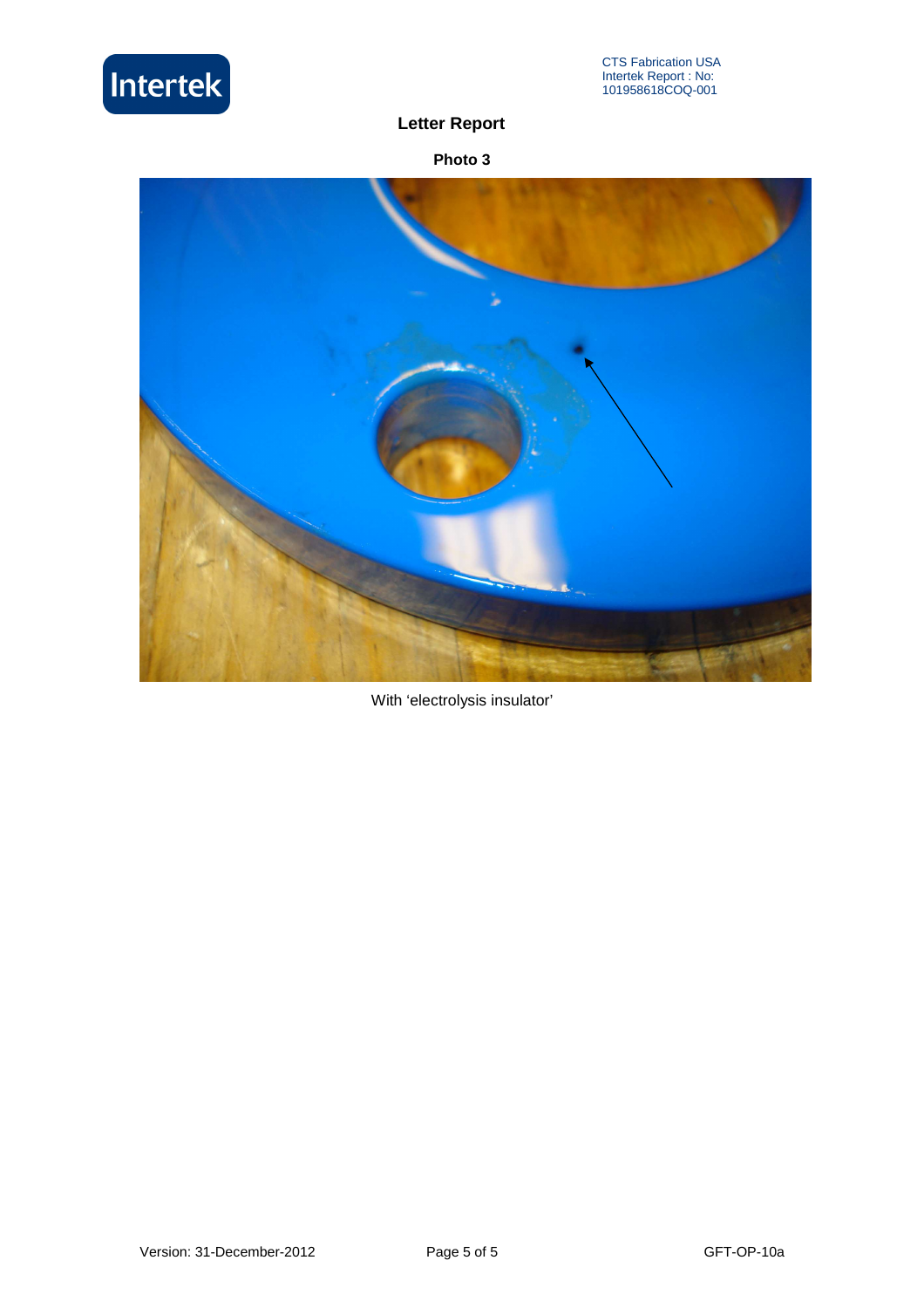**Letter Report**

**Photo 3**

With 'electrolysis insulator'